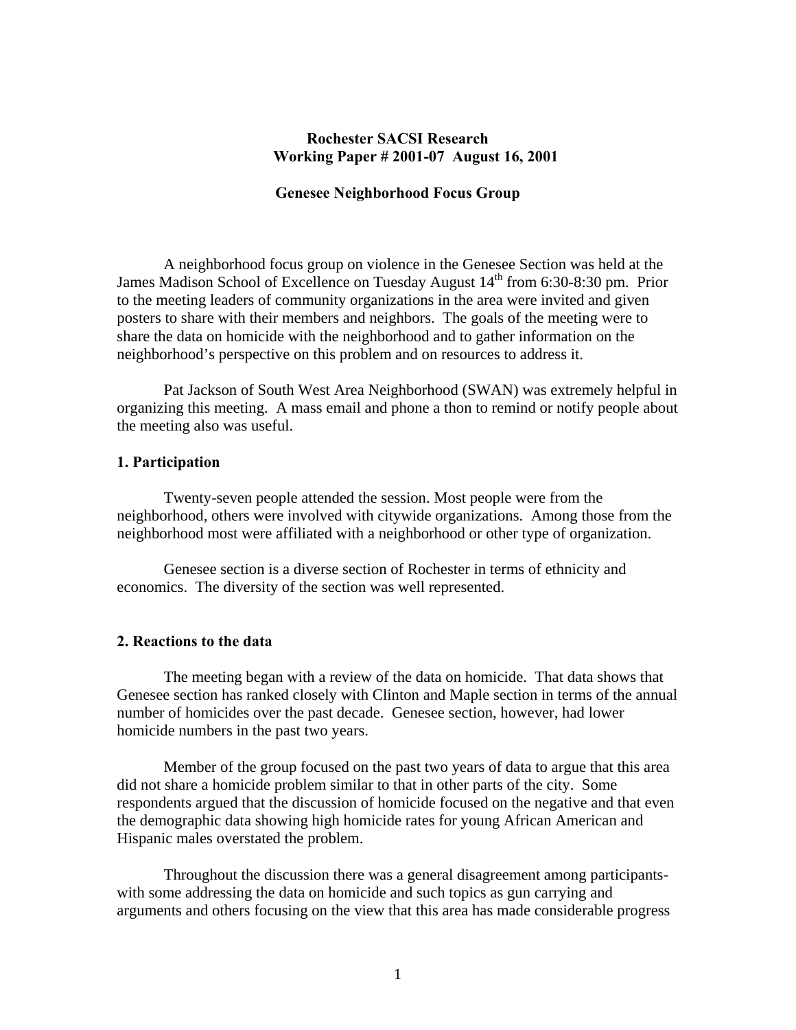**Rochester SACSI Research**
**Working Paper # 2001-07 August 16, 2001**

**Genesee Neighborhood Focus Group**

A neighborhood focus group on violence in the Genesee Section was held at the James Madison School of Excellence on Tuesday August 14th from 6:30-8:30 pm. Prior to the meeting leaders of community organizations in the area were invited and given posters to share with their members and neighbors. The goals of the meeting were to share the data on homicide with the neighborhood and to gather information on the neighborhood's perspective on this problem and on resources to address it.

Pat Jackson of South West Area Neighborhood (SWAN) was extremely helpful in organizing this meeting. A mass email and phone a thon to remind or notify people about the meeting also was useful.

### 1. Participation

Twenty-seven people attended the session. Most people were from the neighborhood, others were involved with citywide organizations. Among those from the neighborhood most were affiliated with a neighborhood or other type of organization.

Genesee section is a diverse section of Rochester in terms of ethnicity and economics. The diversity of the section was well represented.

### 2. Reactions to the data

The meeting began with a review of the data on homicide. That data shows that Genesee section has ranked closely with Clinton and Maple section in terms of the annual number of homicides over the past decade. Genesee section, however, had lower homicide numbers in the past two years.

Member of the group focused on the past two years of data to argue that this area did not share a homicide problem similar to that in other parts of the city. Some respondents argued that the discussion of homicide focused on the negative and that even the demographic data showing high homicide rates for young African American and Hispanic males overstated the problem.

Throughout the discussion there was a general disagreement among participants- with some addressing the data on homicide and such topics as gun carrying and arguments and others focusing on the view that this area has made considerable progress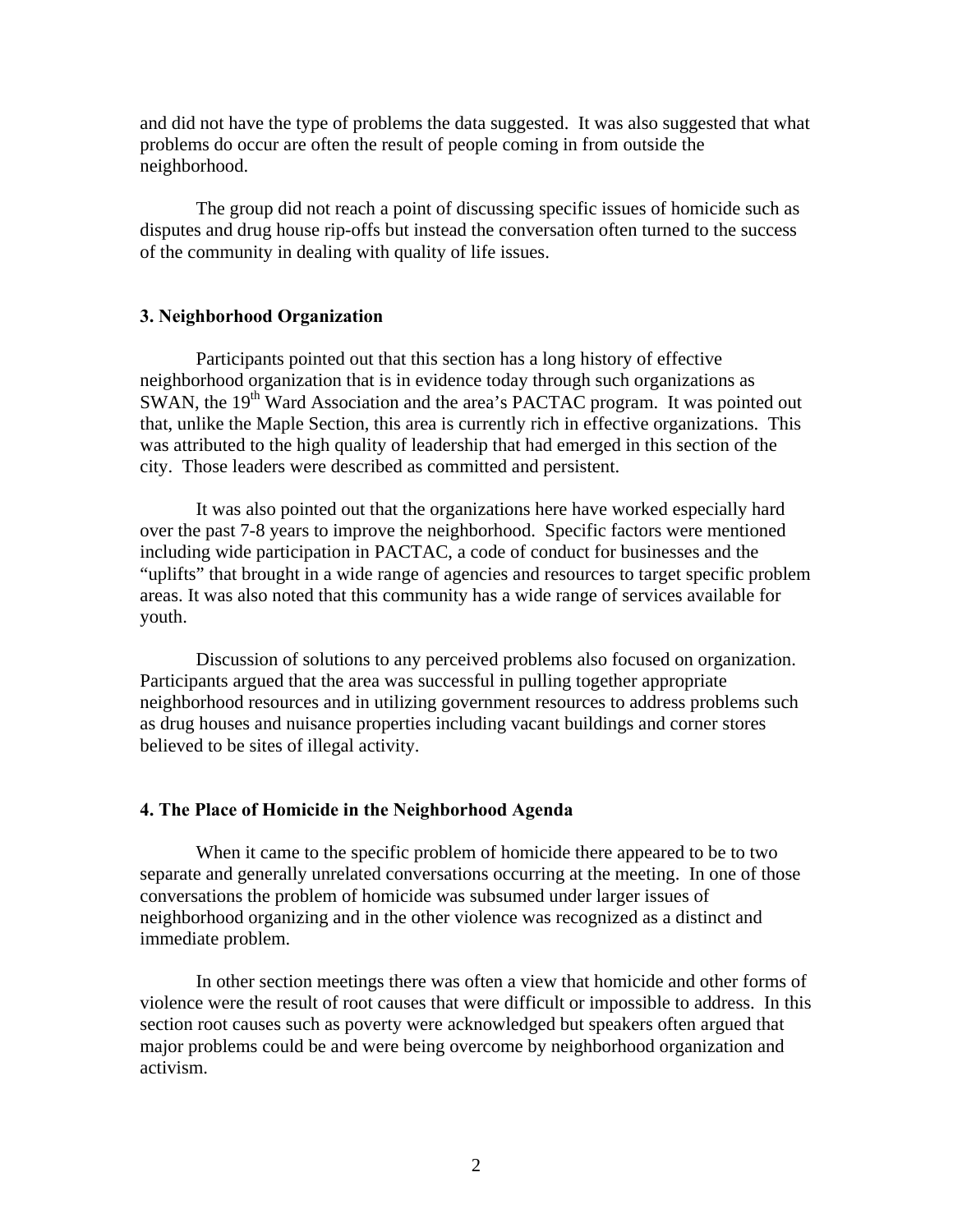and did not have the type of problems the data suggested. It was also suggested that what problems do occur are often the result of people coming in from outside the neighborhood.

The group did not reach a point of discussing specific issues of homicide such as disputes and drug house rip-offs but instead the conversation often turned to the success of the community in dealing with quality of life issues.

### 3. Neighborhood Organization

Participants pointed out that this section has a long history of effective neighborhood organization that is in evidence today through such organizations as SWAN, the 19th Ward Association and the area's PACTAC program. It was pointed out that, unlike the Maple Section, this area is currently rich in effective organizations. This was attributed to the high quality of leadership that had emerged in this section of the city. Those leaders were described as committed and persistent.

It was also pointed out that the organizations here have worked especially hard over the past 7-8 years to improve the neighborhood. Specific factors were mentioned including wide participation in PACTAC, a code of conduct for businesses and the "uplifts" that brought in a wide range of agencies and resources to target specific problem areas. It was also noted that this community has a wide range of services available for youth.

Discussion of solutions to any perceived problems also focused on organization. Participants argued that the area was successful in pulling together appropriate neighborhood resources and in utilizing government resources to address problems such as drug houses and nuisance properties including vacant buildings and corner stores believed to be sites of illegal activity.

### 4. The Place of Homicide in the Neighborhood Agenda

When it came to the specific problem of homicide there appeared to be to two separate and generally unrelated conversations occurring at the meeting. In one of those conversations the problem of homicide was subsumed under larger issues of neighborhood organizing and in the other violence was recognized as a distinct and immediate problem.

In other section meetings there was often a view that homicide and other forms of violence were the result of root causes that were difficult or impossible to address. In this section root causes such as poverty were acknowledged but speakers often argued that major problems could be and were being overcome by neighborhood organization and activism.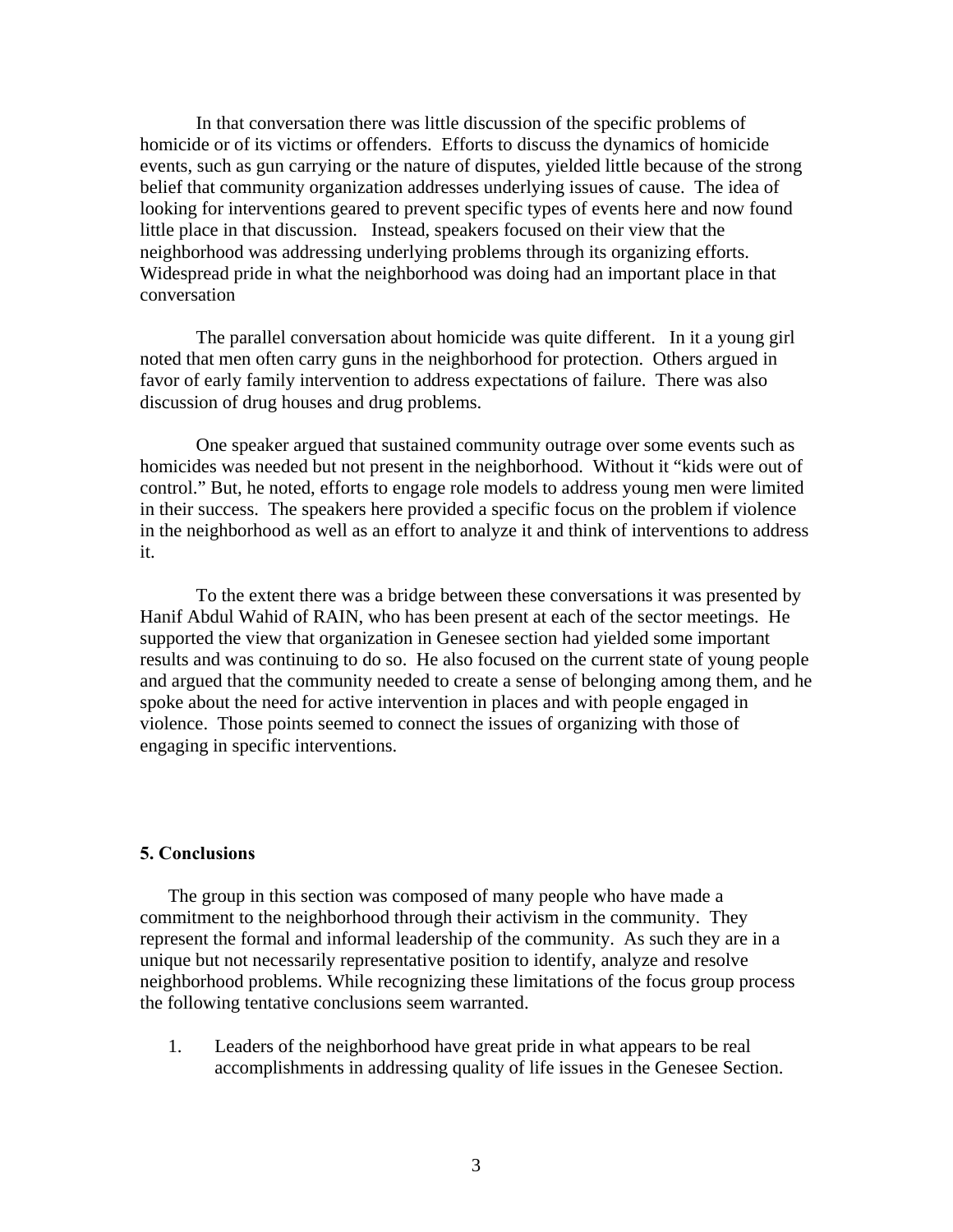In that conversation there was little discussion of the specific problems of homicide or of its victims or offenders. Efforts to discuss the dynamics of homicide events, such as gun carrying or the nature of disputes, yielded little because of the strong belief that community organization addresses underlying issues of cause. The idea of looking for interventions geared to prevent specific types of events here and now found little place in that discussion. Instead, speakers focused on their view that the neighborhood was addressing underlying problems through its organizing efforts. Widespread pride in what the neighborhood was doing had an important place in that conversation

The parallel conversation about homicide was quite different. In it a young girl noted that men often carry guns in the neighborhood for protection. Others argued in favor of early family intervention to address expectations of failure. There was also discussion of drug houses and drug problems.

One speaker argued that sustained community outrage over some events such as homicides was needed but not present in the neighborhood. Without it "kids were out of control." But, he noted, efforts to engage role models to address young men were limited in their success. The speakers here provided a specific focus on the problem if violence in the neighborhood as well as an effort to analyze it and think of interventions to address it.

To the extent there was a bridge between these conversations it was presented by Hanif Abdul Wahid of RAIN, who has been present at each of the sector meetings. He supported the view that organization in Genesee section had yielded some important results and was continuing to do so. He also focused on the current state of young people and argued that the community needed to create a sense of belonging among them, and he spoke about the need for active intervention in places and with people engaged in violence. Those points seemed to connect the issues of organizing with those of engaging in specific interventions.

## 5. Conclusions

The group in this section was composed of many people who have made a commitment to the neighborhood through their activism in the community. They represent the formal and informal leadership of the community. As such they are in a unique but not necessarily representative position to identify, analyze and resolve neighborhood problems. While recognizing these limitations of the focus group process the following tentative conclusions seem warranted.

1. Leaders of the neighborhood have great pride in what appears to be real accomplishments in addressing quality of life issues in the Genesee Section.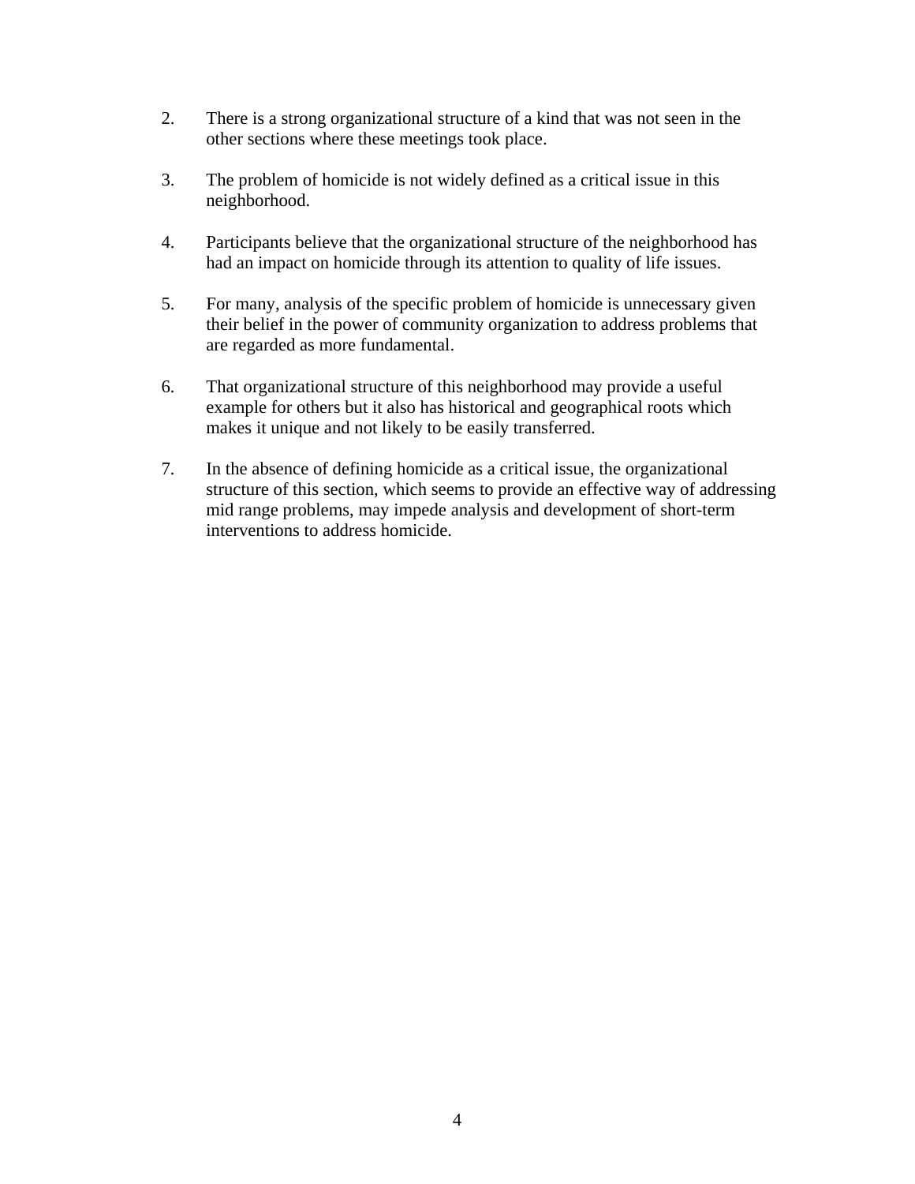2. There is a strong organizational structure of a kind that was not seen in the other sections where these meetings took place.

3. The problem of homicide is not widely defined as a critical issue in this neighborhood.

4. Participants believe that the organizational structure of the neighborhood has had an impact on homicide through its attention to quality of life issues.

5. For many, analysis of the specific problem of homicide is unnecessary given their belief in the power of community organization to address problems that are regarded as more fundamental.

6. That organizational structure of this neighborhood may provide a useful example for others but it also has historical and geographical roots which makes it unique and not likely to be easily transferred.

7. In the absence of defining homicide as a critical issue, the organizational structure of this section, which seems to provide an effective way of addressing mid range problems, may impede analysis and development of short-term interventions to address homicide.